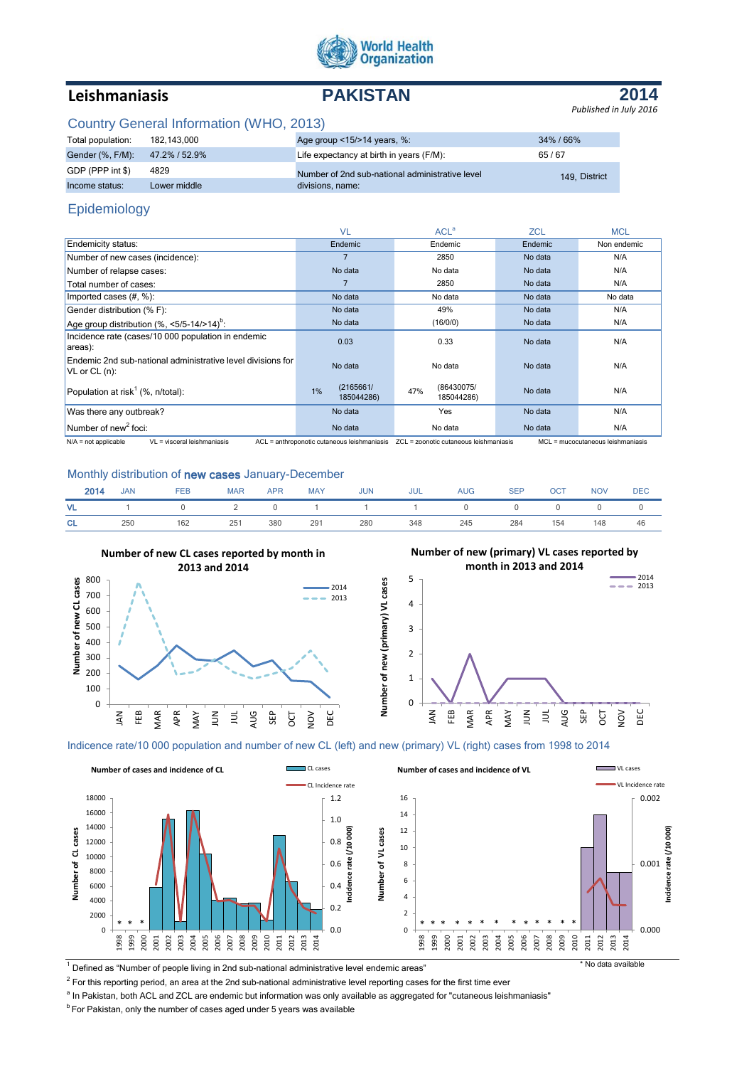World Health Organization

# Leishmaniasis — PAKISTAN — 2014

*Published in July 2016*

## Country General Information (WHO, 2013)

| | | | |
|---|---|---|---|
| Total population: | 182,143,000 | Age group <15/>14 years, %: | 34% / 66% |
| Gender (%, F/M): | 47.2% / 52.9% | Life expectancy at birth in years (F/M): | 65 / 67 |
| GDP (PPP int $) | 4829 | Number of 2nd sub-national administrative level divisions, name: | 149, District |
| Income status: | Lower middle | | |

## Epidemiology

| | VL | ACL[a] | ZCL | MCL |
|---|---|---|---|---|
| Endemicity status: | Endemic | Endemic | Endemic | Non endemic |
| Number of new cases (incidence): | 7 | 2850 | No data | N/A |
| Number of relapse cases: | No data | No data | No data | N/A |
| Total number of cases: | 7 | 2850 | No data | N/A |
| Imported cases (#, %): | No data | No data | No data | No data |
| Gender distribution (% F): | No data | 49% | No data | N/A |
| Age group distribution (%, <5/5-14/>14)[b]: | No data | (16/0/0) | No data | N/A |
| Incidence rate (cases/10 000 population in endemic areas): | 0.03 | 0.33 | No data | N/A |
| Endemic 2nd sub-national administrative level divisions for VL or CL (n): | No data | No data | No data | N/A |
| Population at risk[1] (%, n/total): | 1% (2165661/ 185044286) | 47% (86430075/ 185044286) | No data | N/A |
| Was there any outbreak? | No data | Yes | No data | N/A |
| Number of new[2] foci: | No data | No data | No data | N/A |

N/A = not applicable  VL = visceral leishmaniasis  ACL = anthroponotic cutaneous leishmaniasis  ZCL = zoonotic cutaneous leishmaniasis  MCL = mucocutaneous leishmaniasis

## Monthly distribution of **new cases** January-December

| 2014 | JAN | FEB | MAR | APR | MAY | JUN | JUL | AUG | SEP | OCT | NOV | DEC |
|---|---|---|---|---|---|---|---|---|---|---|---|---|
| VL | 1 | 0 | 2 | 0 | 1 | 1 | 1 | 0 | 0 | 0 | 0 | 0 |
| CL | 250 | 162 | 251 | 380 | 291 | 280 | 348 | 245 | 284 | 154 | 148 | 46 |

**Number of new CL cases reported by month in 2013 and 2014**

**Number of new (primary) VL cases reported by month in 2013 and 2014**

## Indicence rate/10 000 population and number of new CL (left) and new (primary) VL (right) cases from 1998 to 2014

**Number of cases and incidence of CL**

**Number of cases and incidence of VL**

\* No data available

[1] Defined as "Number of people living in 2nd sub-national administrative level endemic areas"

[2] For this reporting period, an area at the 2nd sub-national administrative level reporting cases for the first time ever

[a] In Pakistan, both ACL and ZCL are endemic but information was only available as aggregated for "cutaneous leishmaniasis"

[b] For Pakistan, only the number of cases aged under 5 years was available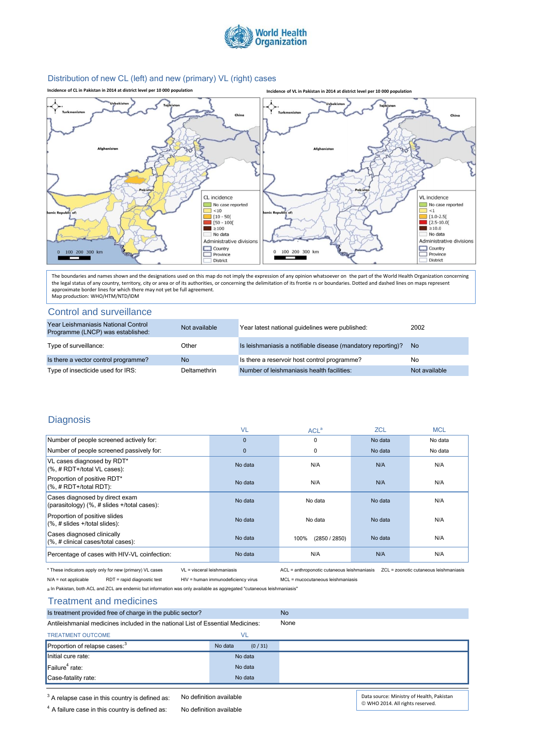World Health Organization

## Distribution of new CL (left) and new (primary) VL (right) cases

**Incidence of CL in Pakistan in 2014 at district level per 10 000 population**

Uzbekistan
Tajikistan
Turkmenistan
China
Afghanistan
Pakistan
Islamic Republic of
0 100 200 300 km

CL incidence
No case reported
<10
[10 - 50[
[50 - 100[
≥100
No data
Administrative divisions
Country
Province
District

**Incidence of VL in Pakistan in 2014 at district level per 10 000 population**

Uzbekistan
Tajikistan
Turkmenistan
China
Afghanistan
Pakistan
Islamic Republic of
0 100 200 300 km

VL incidence
No case reported
<1
[1.0-2.5[
[2.5-10.0[
≥10.0
No data
Administrative divisions
Country
Province
District

The boundaries and names shown and the designations used on this map do not imply the expression of any opinion whatsoever on the part of the World Health Organization concerning the legal status of any country, territory, city or area or of its authorities, or concerning the delimitation of its frontie rs or boundaries. Dotted and dashed lines on maps represent approximate border lines for which there may not yet be full agreement.
Map production: WHO/HTM/NTD/IDM

## Control and surveillance

| | | | |
|---|---|---|---|
| Year Leishmaniasis National Control Programme (LNCP) was established: | Not available | Year latest national guidelines were published: | 2002 |
| Type of surveillance: | Other | Is leishmaniasis a notifiable disease (mandatory reporting)? | No |
| Is there a vector control programme? | No | Is there a reservoir host control programme? | No |
| Type of insecticide used for IRS: | Deltamethrin | Number of leishmaniasis health facilities: | Not available |

## Diagnosis

| | VL | ACL[a] | ZCL | MCL |
|---|---|---|---|---|
| Number of people screened actively for: | 0 | 0 | No data | No data |
| Number of people screened passively for: | 0 | 0 | No data | No data |
| VL cases diagnosed by RDT* (%, # RDT+/total VL cases): | No data | N/A | N/A | N/A |
| Proportion of positive RDT* (%, # RDT+/total RDT): | No data | N/A | N/A | N/A |
| Cases diagnosed by direct exam (parasitology) (%, # slides +/total cases): | No data | No data | No data | N/A |
| Proportion of positive slides (%, # slides +/total slides): | No data | No data | No data | N/A |
| Cases diagnosed clinically (%, # clinical cases/total cases): | No data | 100% (2850 / 2850) | No data | N/A |
| Percentage of cases with HIV-VL coinfection: | No data | N/A | N/A | N/A |

\* These indicators apply only for new (primary) VL cases   VL = visceral leishmaniasis   ACL = anthroponotic cutaneous leishmaniasis   ZCL = zoonotic cutaneous leishmaniasis
N/A = not applicable   RDT = rapid diagnostic test   HIV = human immunodeficiency virus   MCL = mucocutaneous leishmaniasis
a In Pakistan, both ACL and ZCL are endemic but information was only available as aggregated "cutaneous leishmaniasis"

## Treatment and medicines

| | |
|---|---|
| Is treatment provided free of charge in the public sector? | No |
| Antileishmanial medicines included in the national List of Essential Medicines: | None |

| TREATMENT OUTCOME | VL |
|---|---|
| Proportion of relapse cases:[3] | No data (0 / 31) |
| Initial cure rate: | No data |
| Failure[4] rate: | No data |
| Case-fatality rate: | No data |

[3] A relapse case in this country is defined as: No definition available

[4] A failure case in this country is defined as: No definition available

Data source: Ministry of Health, Pakistan
© WHO 2014. All rights reserved.